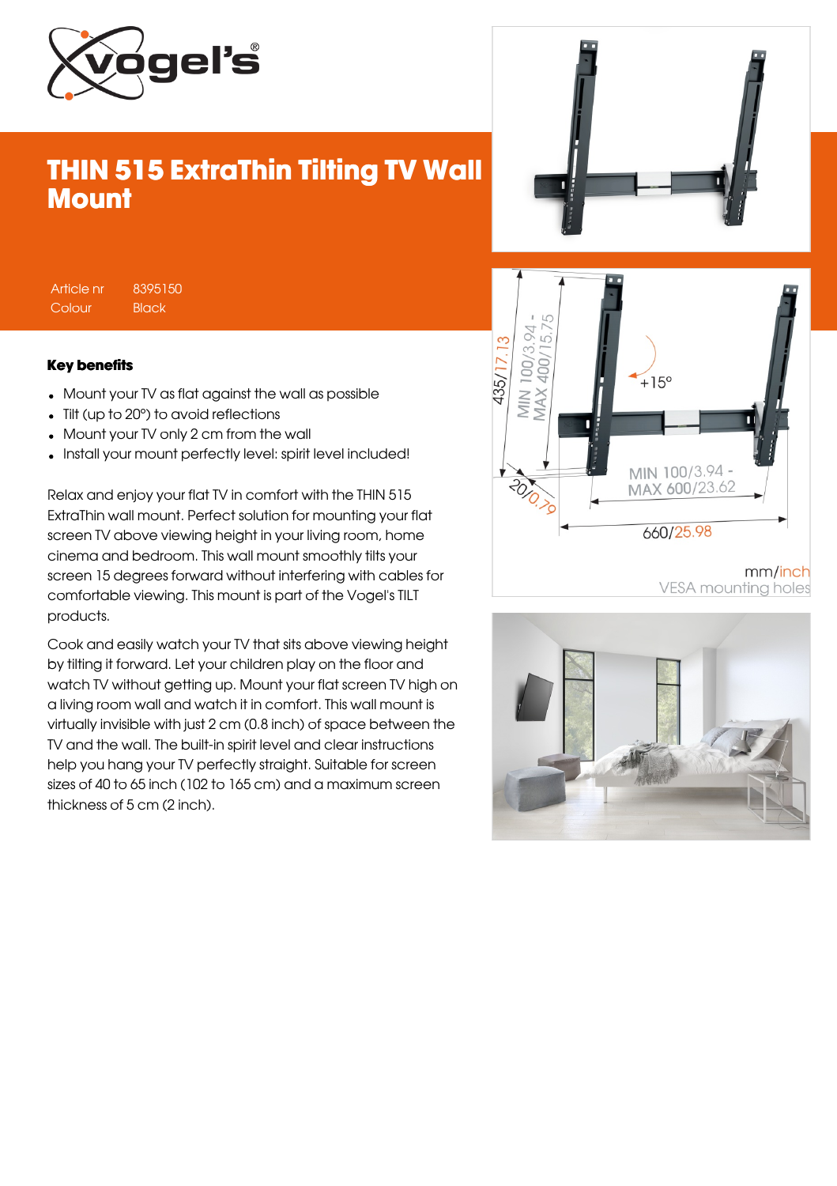# THIN 515 ExtraThin Tilting TV Wall Mount

Article nr 8395150
Colour Black

**Key benefits**

- Mount your TV as flat against the wall as possible
- Tilt (up to 20°) to avoid reflections
- Mount your TV only 2 cm from the wall
- Install your mount perfectly level: spirit level included!

Relax and enjoy your flat TV in comfort with the THIN 515 ExtraThin wall mount. Perfect solution for mounting your flat screen TV above viewing height in your living room, home cinema and bedroom. This wall mount smoothly tilts your screen 15 degrees forward without interfering with cables for comfortable viewing. This mount is part of the Vogel's TILT products.

Cook and easily watch your TV that sits above viewing height by tilting it forward. Let your children play on the floor and watch TV without getting up. Mount your flat screen TV high on a living room wall and watch it in comfort. This wall mount is virtually invisible with just 2 cm (0.8 inch) of space between the TV and the wall. The built-in spirit level and clear instructions help you hang your TV perfectly straight. Suitable for screen sizes of 40 to 65 inch (102 to 165 cm) and a maximum screen thickness of 5 cm (2 inch).

435/17.13
MIN 100/3.94 -
MAX 400/15.75
+15°
20/0.79
MIN 100/3.94 -
MAX 600/23.62
660/25.98
mm/inch
VESA mounting holes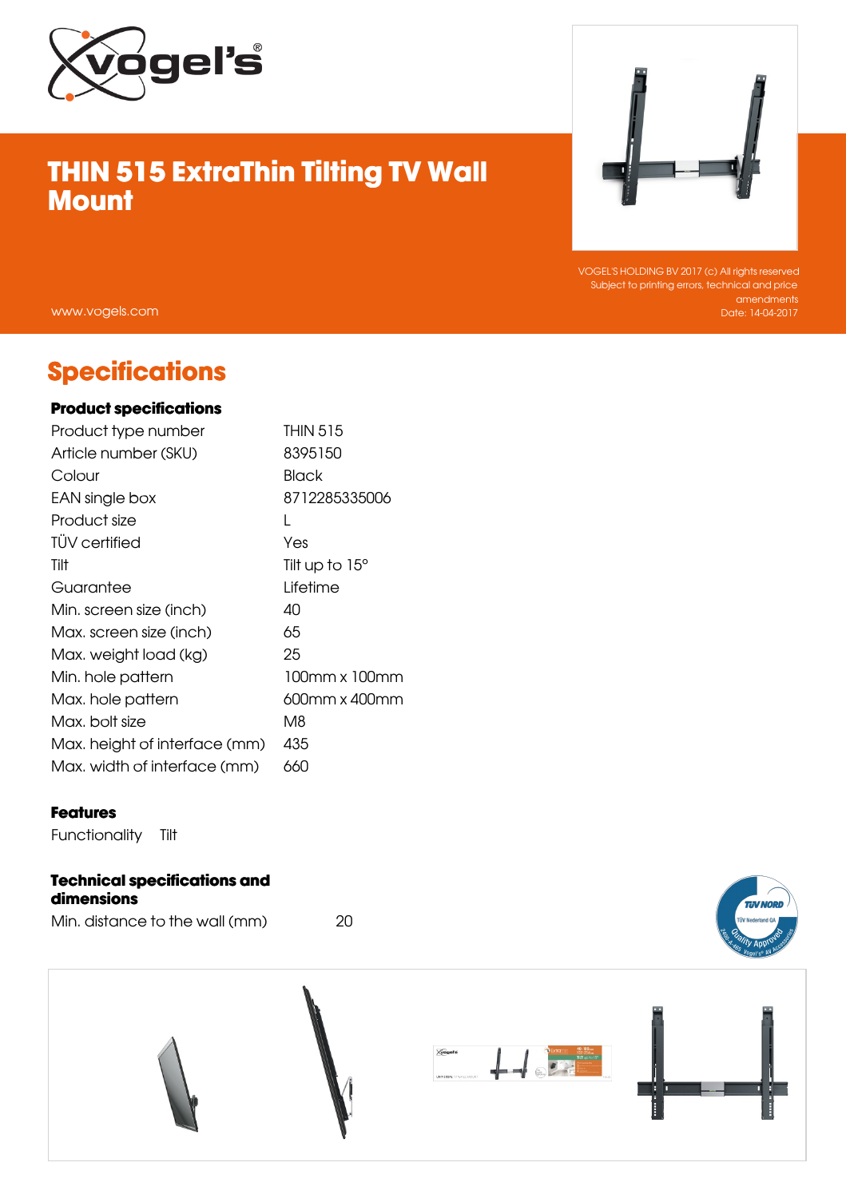# THIN 515 ExtraThin Tilting TV Wall Mount

VOGEL'S HOLDING BV 2017 (c) All rights reserved
Subject to printing errors, technical and price amendments
Date: 14-04-2017

www.vogels.com

## Specifications

### Product specifications

| | |
|---|---|
| Product type number | THIN 515 |
| Article number (SKU) | 8395150 |
| Colour | Black |
| EAN single box | 8712285335006 |
| Product size | L |
| TÜV certified | Yes |
| Tilt | Tilt up to 15° |
| Guarantee | Lifetime |
| Min. screen size (inch) | 40 |
| Max. screen size (inch) | 65 |
| Max. weight load (kg) | 25 |
| Min. hole pattern | 100mm x 100mm |
| Max. hole pattern | 600mm x 400mm |
| Max. bolt size | M8 |
| Max. height of interface (mm) | 435 |
| Max. width of interface (mm) | 660 |

### Features

| | |
|---|---|
| Functionality | Tilt |

### Technical specifications and dimensions

| | |
|---|---|
| Min. distance to the wall (mm) | 20 |